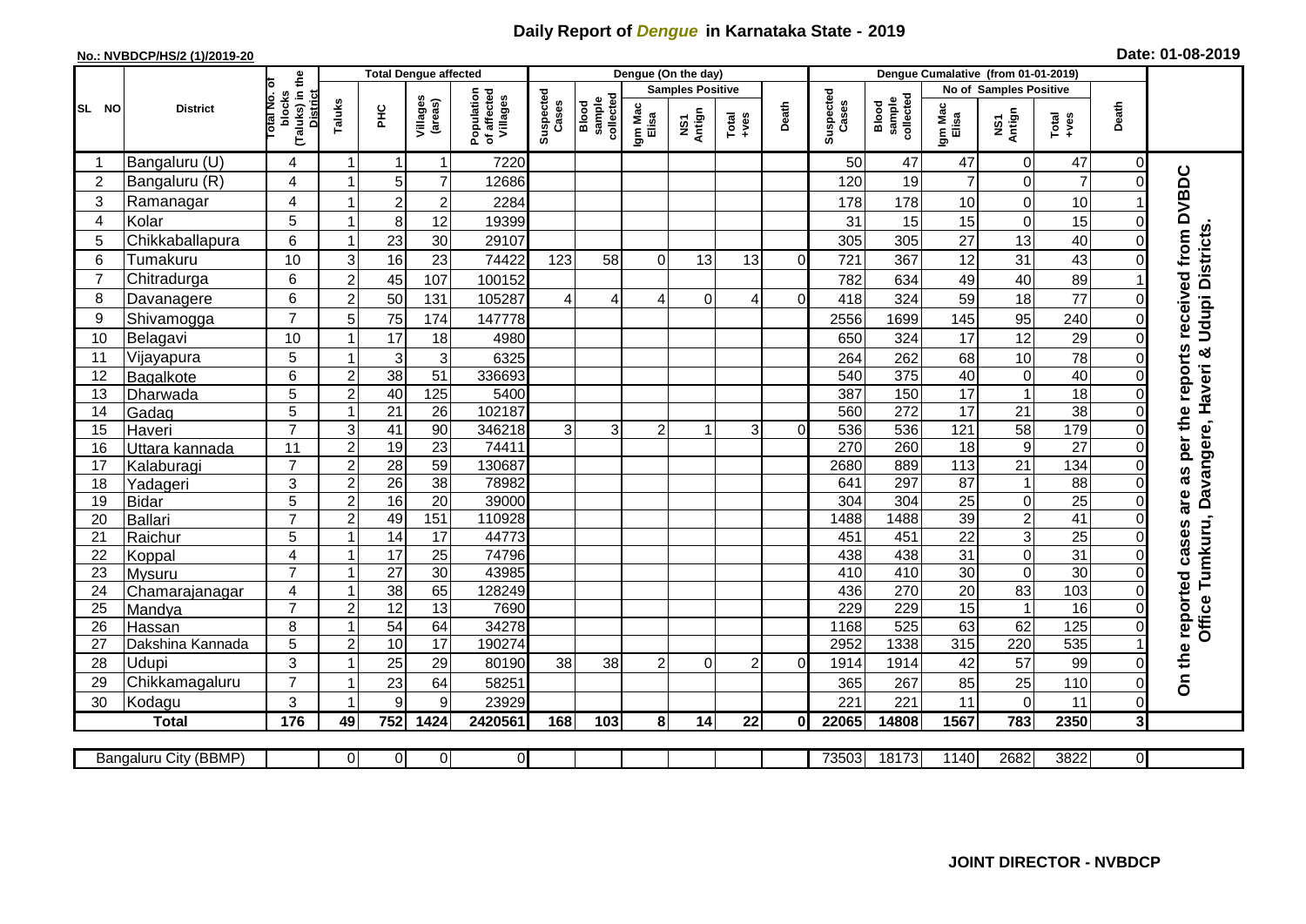# Daily Report of *Dengue* in Karnataka State - 2019

**No.: NVBDCP/HS/2 (1)/2019-20**

**Date: 01-08-2019**

| SL NO | District | Total No. of blocks (Taluks) in the District | Total Dengue affected | | | | Dengue (On the day) | | | | | | Dengue Cumalative (from 01-01-2019) | | | | | | |
|---|---|---|---|---|---|---|---|---|---|---|---|---|---|---|---|---|---|---|---|
| | | | Taluks | PHC | Villages (areas) | Population of affected Villages | Suspected Cases | Blood sample collected | Samples Positive | | | Death | Suspected Cases | Blood sample collected | No of Samples Positive | | | Death | |
| | | | | | | | | | Igm Mac Elisa | NS1 Antign | Total +ves | | | | Igm Mac Elisa | NS1 Antign | Total +ves | | |
| 1 | Bangaluru (U) | 4 | 1 | 1 | 1 | 7220 | | | | | | | 50 | 47 | 47 | 0 | 47 | 0 | On the reported cases are as per the reports received from DVBDC Office Tumkuru, Davangere, Haveri & Udupi Districts. |
| 2 | Bangaluru (R) | 4 | 1 | 5 | 7 | 12686 | | | | | | | 120 | 19 | 7 | 0 | 7 | 0 | |
| 3 | Ramanagar | 4 | 1 | 2 | 2 | 2284 | | | | | | | 178 | 178 | 10 | 0 | 10 | 1 | |
| 4 | Kolar | 5 | 1 | 8 | 12 | 19399 | | | | | | | 31 | 15 | 15 | 0 | 15 | 0 | |
| 5 | Chikkaballapura | 6 | 1 | 23 | 30 | 29107 | | | | | | | 305 | 305 | 27 | 13 | 40 | 0 | |
| 6 | Tumakuru | 10 | 3 | 16 | 23 | 74422 | 123 | 58 | 0 | 13 | 13 | 0 | 721 | 367 | 12 | 31 | 43 | 0 | |
| 7 | Chitradurga | 6 | 2 | 45 | 107 | 100152 | | | | | | | 782 | 634 | 49 | 40 | 89 | 1 | |
| 8 | Davanagere | 6 | 2 | 50 | 131 | 105287 | 4 | 4 | 4 | 0 | 4 | 0 | 418 | 324 | 59 | 18 | 77 | 0 | |
| 9 | Shivamogga | 7 | 5 | 75 | 174 | 147778 | | | | | | | 2556 | 1699 | 145 | 95 | 240 | 0 | |
| 10 | Belagavi | 10 | 1 | 17 | 18 | 4980 | | | | | | | 650 | 324 | 17 | 12 | 29 | 0 | |
| 11 | Vijayapura | 5 | 1 | 3 | 3 | 6325 | | | | | | | 264 | 262 | 68 | 10 | 78 | 0 | |
| 12 | Bagalkote | 6 | 2 | 38 | 51 | 336693 | | | | | | | 540 | 375 | 40 | 0 | 40 | 0 | |
| 13 | Dharwada | 5 | 2 | 40 | 125 | 5400 | | | | | | | 387 | 150 | 17 | 1 | 18 | 0 | |
| 14 | Gadag | 5 | 1 | 21 | 26 | 102187 | | | | | | | 560 | 272 | 17 | 21 | 38 | 0 | |
| 15 | Haveri | 7 | 3 | 41 | 90 | 346218 | 3 | 3 | 2 | 1 | 3 | 0 | 536 | 536 | 121 | 58 | 179 | 0 | |
| 16 | Uttara kannada | 11 | 2 | 19 | 23 | 74411 | | | | | | | 270 | 260 | 18 | 9 | 27 | 0 | |
| 17 | Kalaburagi | 7 | 2 | 28 | 59 | 130687 | | | | | | | 2680 | 889 | 113 | 21 | 134 | 0 | |
| 18 | Yadageri | 3 | 2 | 26 | 38 | 78982 | | | | | | | 641 | 297 | 87 | 1 | 88 | 0 | |
| 19 | Bidar | 5 | 2 | 16 | 20 | 39000 | | | | | | | 304 | 304 | 25 | 0 | 25 | 0 | |
| 20 | Ballari | 7 | 2 | 49 | 151 | 110928 | | | | | | | 1488 | 1488 | 39 | 2 | 41 | 0 | |
| 21 | Raichur | 5 | 1 | 14 | 17 | 44773 | | | | | | | 451 | 451 | 22 | 3 | 25 | 0 | |
| 22 | Koppal | 4 | 1 | 17 | 25 | 74796 | | | | | | | 438 | 438 | 31 | 0 | 31 | 0 | |
| 23 | Mysuru | 7 | 1 | 27 | 30 | 43985 | | | | | | | 410 | 410 | 30 | 0 | 30 | 0 | |
| 24 | Chamarajanagar | 4 | 1 | 38 | 65 | 128249 | | | | | | | 436 | 270 | 20 | 83 | 103 | 0 | |
| 25 | Mandya | 7 | 2 | 12 | 13 | 7690 | | | | | | | 229 | 229 | 15 | 1 | 16 | 0 | |
| 26 | Hassan | 8 | 1 | 54 | 64 | 34278 | | | | | | | 1168 | 525 | 63 | 62 | 125 | 0 | |
| 27 | Dakshina Kannada | 5 | 2 | 10 | 17 | 190274 | | | | | | | 2952 | 1338 | 315 | 220 | 535 | 1 | |
| 28 | Udupi | 3 | 1 | 25 | 29 | 80190 | 38 | 38 | 2 | 0 | 2 | 0 | 1914 | 1914 | 42 | 57 | 99 | 0 | |
| 29 | Chikkamagaluru | 7 | 1 | 23 | 64 | 58251 | | | | | | | 365 | 267 | 85 | 25 | 110 | 0 | |
| 30 | Kodagu | 3 | 1 | 9 | 9 | 23929 | | | | | | | 221 | 221 | 11 | 0 | 11 | 0 | |
| | **Total** | **176** | **49** | **752** | **1424** | **2420561** | **168** | **103** | **8** | **14** | **22** | **0** | **22065** | **14808** | **1567** | **783** | **2350** | **3** | |

| Bangaluru City (BBMP) | | 0 | 0 | 0 | 0 | | | | | | | 73503 | 18173 | 1140 | 2682 | 3822 | 0 |
|---|---|---|---|---|---|---|---|---|---|---|---|---|---|---|---|---|---|

**JOINT DIRECTOR - NVBDCP**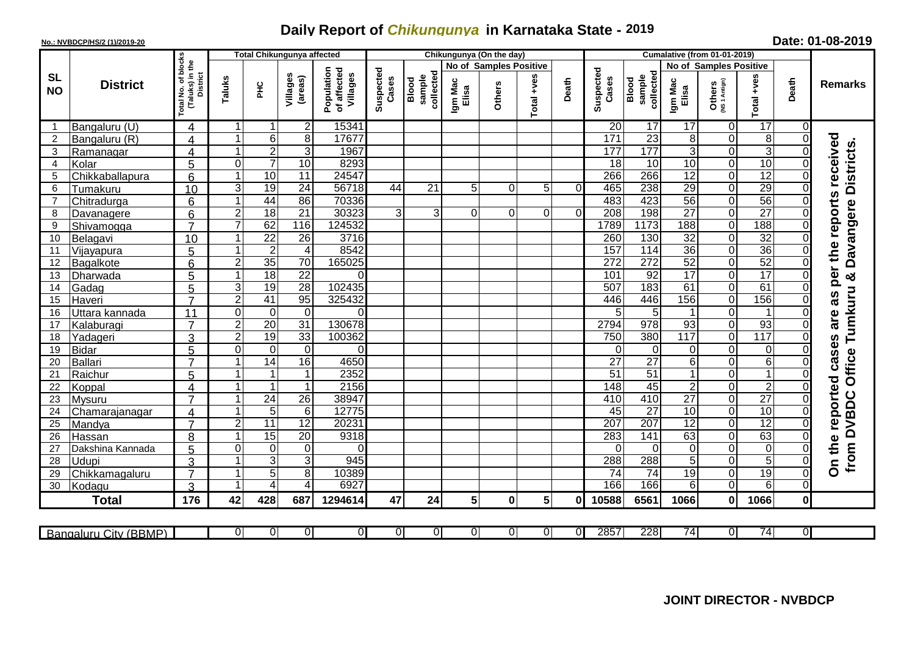# Daily Report of *Chikungunya* in Karnataka State - 2019

**No.: NVBDCP/HS/2 (1)/2019-20**

**Date: 01-08-2019**

| SL NO | District | Total No. of blocks (Taluks) in the District | Total Chikungunya affected | | | | Chikungunya (On the day) | | | | | | | Cumalative (from 01-01-2019) | | | | | | | Remarks |
|---|---|---|---|---|---|---|---|---|---|---|---|---|---|---|---|---|---|---|---|---|---|
| | | | Taluks | PHC | Villages (areas) | Population of affected Villages | Suspected Cases | Blood sample collected | No of Samples Positive | | | Death | Suspected Cases | Blood sample collected | No of Samples Positive | | | Death | |
| | | | | | | | | | Igm Mac Elisa | Others | Total +ves | | | | Igm Mac Elisa | Others (NS 1 Antign) | Total +ves | | |
| 1 | Bangaluru (U) | 4 | 1 | 1 | 2 | 15341 | | | | | | | 20 | 17 | 17 | 0 | 17 | 0 | On the reported cases are as per the reports received from DVBDC Office Tumkuru & Davangere Districts. |
| 2 | Bangaluru (R) | 4 | 1 | 6 | 8 | 17677 | | | | | | | 171 | 23 | 8 | 0 | 8 | 0 | |
| 3 | Ramanagar | 4 | 1 | 2 | 3 | 1967 | | | | | | | 177 | 177 | 3 | 0 | 3 | 0 | |
| 4 | Kolar | 5 | 0 | 7 | 10 | 8293 | | | | | | | 18 | 10 | 10 | 0 | 10 | 0 | |
| 5 | Chikkaballapura | 6 | 1 | 10 | 11 | 24547 | | | | | | | 266 | 266 | 12 | 0 | 12 | 0 | |
| 6 | Tumakuru | 10 | 3 | 19 | 24 | 56718 | 44 | 21 | 5 | 0 | 5 | 0 | 465 | 238 | 29 | 0 | 29 | 0 | |
| 7 | Chitradurga | 6 | 1 | 44 | 86 | 70336 | | | | | | | 483 | 423 | 56 | 0 | 56 | 0 | |
| 8 | Davanagere | 6 | 2 | 18 | 21 | 30323 | 3 | 3 | 0 | 0 | 0 | 0 | 208 | 198 | 27 | 0 | 27 | 0 | |
| 9 | Shivamogga | 7 | 7 | 62 | 116 | 124532 | | | | | | | 1789 | 1173 | 188 | 0 | 188 | 0 | |
| 10 | Belagavi | 10 | 1 | 22 | 26 | 3716 | | | | | | | 260 | 130 | 32 | 0 | 32 | 0 | |
| 11 | Vijayapura | 5 | 1 | 2 | 4 | 8542 | | | | | | | 157 | 114 | 36 | 0 | 36 | 0 | |
| 12 | Bagalkote | 6 | 2 | 35 | 70 | 165025 | | | | | | | 272 | 272 | 52 | 0 | 52 | 0 | |
| 13 | Dharwada | 5 | 1 | 18 | 22 | 0 | | | | | | | 101 | 92 | 17 | 0 | 17 | 0 | |
| 14 | Gadag | 5 | 3 | 19 | 28 | 102435 | | | | | | | 507 | 183 | 61 | 0 | 61 | 0 | |
| 15 | Haveri | 7 | 2 | 41 | 95 | 325432 | | | | | | | 446 | 446 | 156 | 0 | 156 | 0 | |
| 16 | Uttara kannada | 11 | 0 | 0 | 0 | 0 | | | | | | | 5 | 5 | 1 | 0 | 1 | 0 | |
| 17 | Kalaburagi | 7 | 2 | 20 | 31 | 130678 | | | | | | | 2794 | 978 | 93 | 0 | 93 | 0 | |
| 18 | Yadageri | 3 | 2 | 19 | 33 | 100362 | | | | | | | 750 | 380 | 117 | 0 | 117 | 0 | |
| 19 | Bidar | 5 | 0 | 0 | 0 | 0 | | | | | | | 0 | 0 | 0 | 0 | 0 | 0 | |
| 20 | Ballari | 7 | 1 | 14 | 16 | 4650 | | | | | | | 27 | 27 | 6 | 0 | 6 | 0 | |
| 21 | Raichur | 5 | 1 | 1 | 1 | 2352 | | | | | | | 51 | 51 | 1 | 0 | 1 | 0 | |
| 22 | Koppal | 4 | 1 | 1 | 1 | 2156 | | | | | | | 148 | 45 | 2 | 0 | 2 | 0 | |
| 23 | Mysuru | 7 | 1 | 24 | 26 | 38947 | | | | | | | 410 | 410 | 27 | 0 | 27 | 0 | |
| 24 | Chamarajanagar | 4 | 1 | 5 | 6 | 12775 | | | | | | | 45 | 27 | 10 | 0 | 10 | 0 | |
| 25 | Mandya | 7 | 2 | 11 | 12 | 20231 | | | | | | | 207 | 207 | 12 | 0 | 12 | 0 | |
| 26 | Hassan | 8 | 1 | 15 | 20 | 9318 | | | | | | | 283 | 141 | 63 | 0 | 63 | 0 | |
| 27 | Dakshina Kannada | 5 | 0 | 0 | 0 | 0 | | | | | | | 0 | 0 | 0 | 0 | 0 | 0 | |
| 28 | Udupi | 3 | 1 | 3 | 3 | 945 | | | | | | | 288 | 288 | 5 | 0 | 5 | 0 | |
| 29 | Chikkamagaluru | 7 | 1 | 5 | 8 | 10389 | | | | | | | 74 | 74 | 19 | 0 | 19 | 0 | |
| 30 | Kodagu | 3 | 1 | 4 | 4 | 6927 | | | | | | | 166 | 166 | 6 | 0 | 6 | 0 | |
| | **Total** | **176** | **42** | **428** | **687** | **1294614** | **47** | **24** | **5** | **0** | **5** | **0** | **10588** | **6561** | **1066** | **0** | **1066** | **0** | |

| | | | | | | | | | | | | | | | | | | |
|---|---|---|---|---|---|---|---|---|---|---|---|---|---|---|---|---|---|---|
| Bangaluru City (BBMP) | | 0 | 0 | 0 | 0 | 0 | 0 | 0 | 0 | 0 | 0 | 2857 | 228 | 74 | 0 | 74 | 0 | |

**JOINT DIRECTOR - NVBDCP**